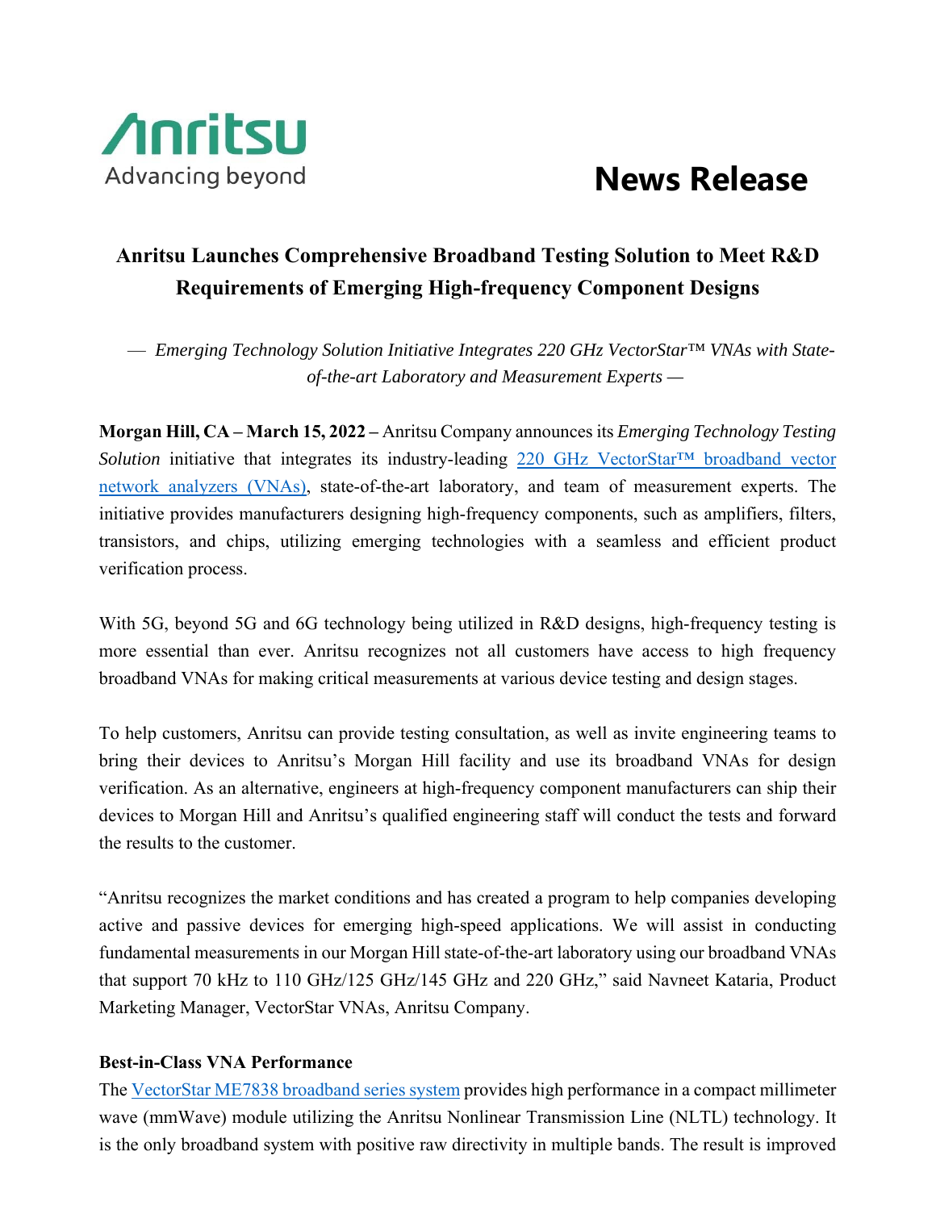Anritsu
Advancing beyond

# News Release

## Anritsu Launches Comprehensive Broadband Testing Solution to Meet R&D Requirements of Emerging High-frequency Component Designs

— *Emerging Technology Solution Initiative Integrates 220 GHz VectorStar™ VNAs with State-of-the-art Laboratory and Measurement Experts* —

**Morgan Hill, CA – March 15, 2022 –** Anritsu Company announces its *Emerging Technology Testing Solution* initiative that integrates its industry-leading 220 GHz VectorStar™ broadband vector network analyzers (VNAs), state-of-the-art laboratory, and team of measurement experts. The initiative provides manufacturers designing high-frequency components, such as amplifiers, filters, transistors, and chips, utilizing emerging technologies with a seamless and efficient product verification process.

With 5G, beyond 5G and 6G technology being utilized in R&D designs, high-frequency testing is more essential than ever. Anritsu recognizes not all customers have access to high frequency broadband VNAs for making critical measurements at various device testing and design stages.

To help customers, Anritsu can provide testing consultation, as well as invite engineering teams to bring their devices to Anritsu's Morgan Hill facility and use its broadband VNAs for design verification. As an alternative, engineers at high-frequency component manufacturers can ship their devices to Morgan Hill and Anritsu's qualified engineering staff will conduct the tests and forward the results to the customer.

"Anritsu recognizes the market conditions and has created a program to help companies developing active and passive devices for emerging high-speed applications. We will assist in conducting fundamental measurements in our Morgan Hill state-of-the-art laboratory using our broadband VNAs that support 70 kHz to 110 GHz/125 GHz/145 GHz and 220 GHz," said Navneet Kataria, Product Marketing Manager, VectorStar VNAs, Anritsu Company.

**Best-in-Class VNA Performance**

The VectorStar ME7838 broadband series system provides high performance in a compact millimeter wave (mmWave) module utilizing the Anritsu Nonlinear Transmission Line (NLTL) technology. It is the only broadband system with positive raw directivity in multiple bands. The result is improved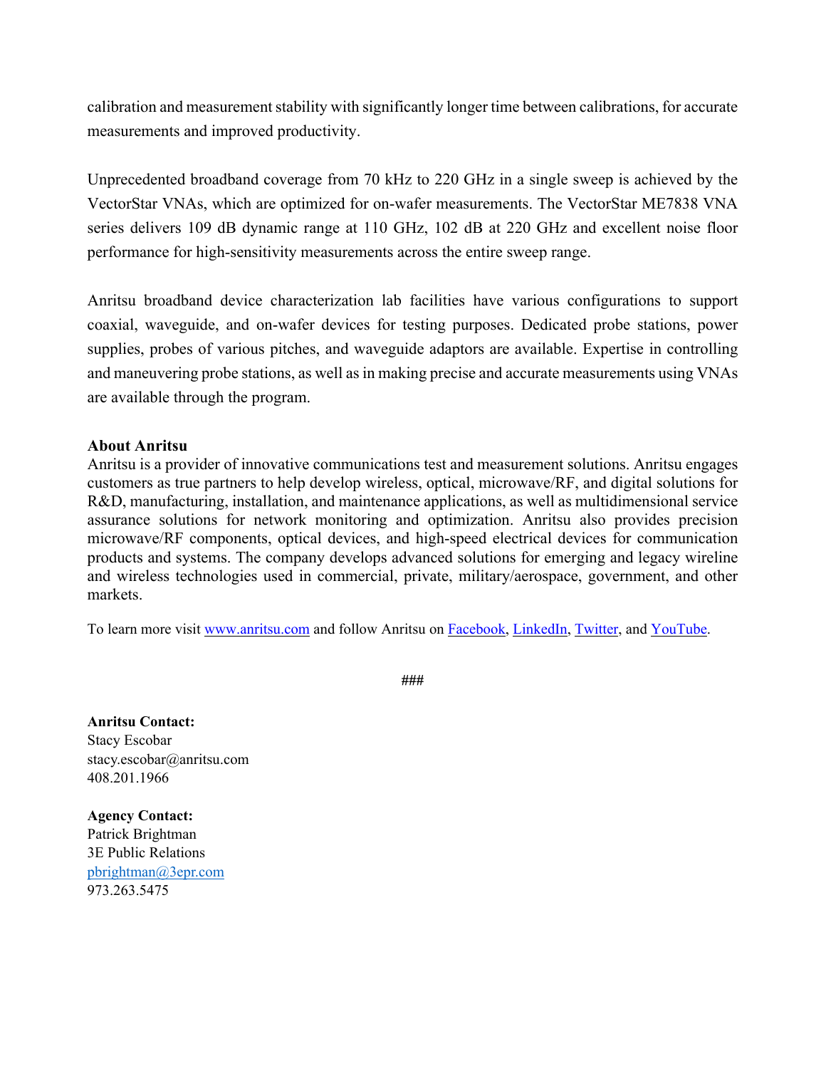calibration and measurement stability with significantly longer time between calibrations, for accurate measurements and improved productivity.

Unprecedented broadband coverage from 70 kHz to 220 GHz in a single sweep is achieved by the VectorStar VNAs, which are optimized for on-wafer measurements. The VectorStar ME7838 VNA series delivers 109 dB dynamic range at 110 GHz, 102 dB at 220 GHz and excellent noise floor performance for high-sensitivity measurements across the entire sweep range.

Anritsu broadband device characterization lab facilities have various configurations to support coaxial, waveguide, and on-wafer devices for testing purposes. Dedicated probe stations, power supplies, probes of various pitches, and waveguide adaptors are available. Expertise in controlling and maneuvering probe stations, as well as in making precise and accurate measurements using VNAs are available through the program.

**About Anritsu**

Anritsu is a provider of innovative communications test and measurement solutions. Anritsu engages customers as true partners to help develop wireless, optical, microwave/RF, and digital solutions for R&D, manufacturing, installation, and maintenance applications, as well as multidimensional service assurance solutions for network monitoring and optimization. Anritsu also provides precision microwave/RF components, optical devices, and high-speed electrical devices for communication products and systems. The company develops advanced solutions for emerging and legacy wireline and wireless technologies used in commercial, private, military/aerospace, government, and other markets.

To learn more visit www.anritsu.com and follow Anritsu on Facebook, LinkedIn, Twitter, and YouTube.

###

**Anritsu Contact:**
Stacy Escobar
stacy.escobar@anritsu.com
408.201.1966

**Agency Contact:**
Patrick Brightman
3E Public Relations
pbrightman@3epr.com
973.263.5475